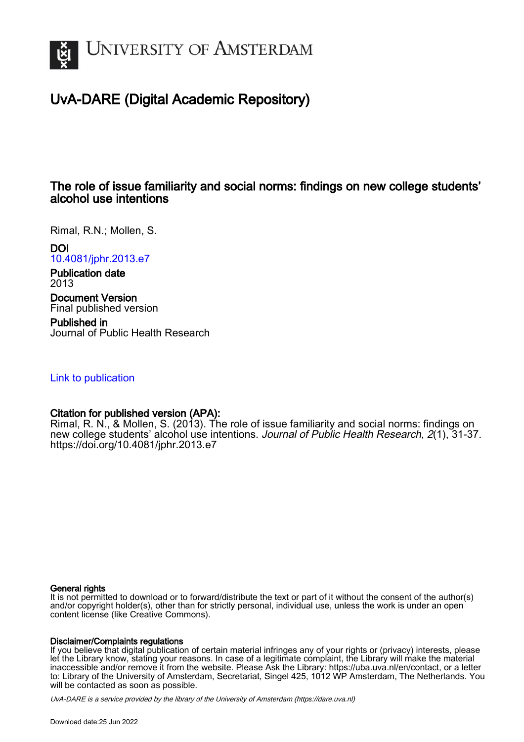# UvA-DARE (Digital Academic Repository)

## The role of issue familiarity and social norms: findings on new college students' alcohol use intentions

Rimal, R.N.; Mollen, S.

**DOI**
10.4081/jphr.2013.e7

**Publication date**
2013

**Document Version**
Final published version

**Published in**
Journal of Public Health Research

Link to publication

**Citation for published version (APA):**
Rimal, R. N., & Mollen, S. (2013). The role of issue familiarity and social norms: findings on new college students' alcohol use intentions. *Journal of Public Health Research*, *2*(1), 31-37. https://doi.org/10.4081/jphr.2013.e7

**General rights**
It is not permitted to download or to forward/distribute the text or part of it without the consent of the author(s) and/or copyright holder(s), other than for strictly personal, individual use, unless the work is under an open content license (like Creative Commons).

**Disclaimer/Complaints regulations**
If you believe that digital publication of certain material infringes any of your rights or (privacy) interests, please let the Library know, stating your reasons. In case of a legitimate complaint, the Library will make the material inaccessible and/or remove it from the website. Please Ask the Library: https://uba.uva.nl/en/contact, or a letter to: Library of the University of Amsterdam, Secretariat, Singel 425, 1012 WP Amsterdam, The Netherlands. You will be contacted as soon as possible.

UvA-DARE is a service provided by the library of the University of Amsterdam (https://dare.uva.nl)

Download date:25 Jun 2022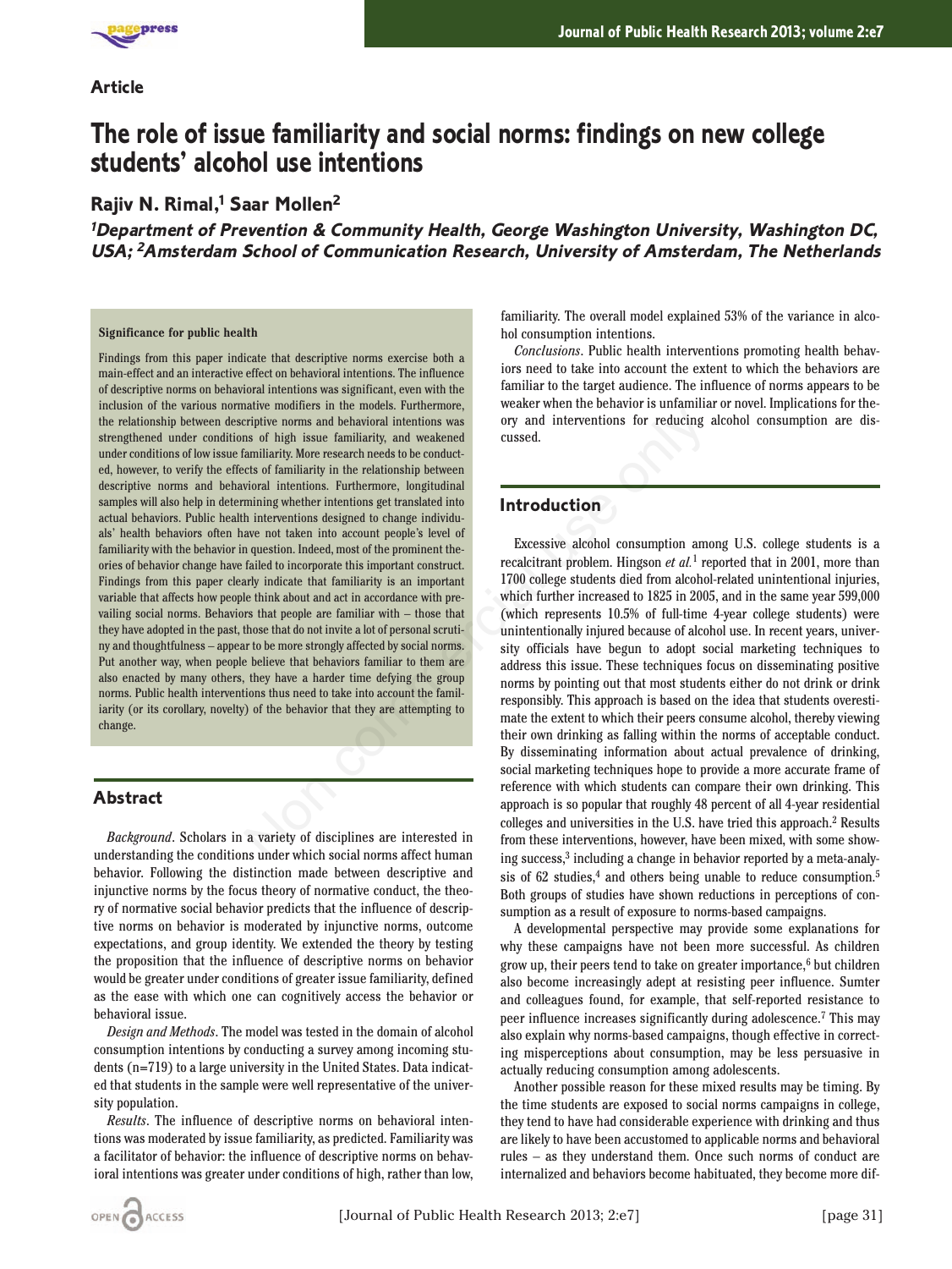Article

# The role of issue familiarity and social norms: findings on new college students' alcohol use intentions

**Rajiv N. Rimal,[1] Saar Mollen[2]**

*[1]Department of Prevention & Community Health, George Washington University, Washington DC, USA; [2]Amsterdam School of Communication Research, University of Amsterdam, The Netherlands*

**Significance for public health**

Findings from this paper indicate that descriptive norms exercise both a main-effect and an interactive effect on behavioral intentions. The influence of descriptive norms on behavioral intentions was significant, even with the inclusion of the various normative modifiers in the models. Furthermore, the relationship between descriptive norms and behavioral intentions was strengthened under conditions of high issue familiarity, and weakened under conditions of low issue familiarity. More research needs to be conducted, however, to verify the effects of familiarity in the relationship between descriptive norms and behavioral intentions. Furthermore, longitudinal samples will also help in determining whether intentions get translated into actual behaviors. Public health interventions designed to change individuals' health behaviors often have not taken into account people's level of familiarity with the behavior in question. Indeed, most of the prominent theories of behavior change have failed to incorporate this important construct. Findings from this paper clearly indicate that familiarity is an important variable that affects how people think about and act in accordance with prevailing social norms. Behaviors that people are familiar with – those that they have adopted in the past, those that do not invite a lot of personal scrutiny and thoughtfulness – appear to be more strongly affected by social norms. Put another way, when people believe that behaviors familiar to them are also enacted by many others, they have a harder time defying the group norms. Public health interventions thus need to take into account the familiarity (or its corollary, novelty) of the behavior that they are attempting to change.

## Abstract

*Background*. Scholars in a variety of disciplines are interested in understanding the conditions under which social norms affect human behavior. Following the distinction made between descriptive and injunctive norms by the focus theory of normative conduct, the theory of normative social behavior predicts that the influence of descriptive norms on behavior is moderated by injunctive norms, outcome expectations, and group identity. We extended the theory by testing the proposition that the influence of descriptive norms on behavior would be greater under conditions of greater issue familiarity, defined as the ease with which one can cognitively access the behavior or behavioral issue.

*Design and Methods*. The model was tested in the domain of alcohol consumption intentions by conducting a survey among incoming students (n=719) to a large university in the United States. Data indicated that students in the sample were well representative of the university population.

*Results*. The influence of descriptive norms on behavioral intentions was moderated by issue familiarity, as predicted. Familiarity was a facilitator of behavior: the influence of descriptive norms on behavioral intentions was greater under conditions of high, rather than low, familiarity. The overall model explained 53% of the variance in alcohol consumption intentions.

*Conclusions*. Public health interventions promoting health behaviors need to take into account the extent to which the behaviors are familiar to the target audience. The influence of norms appears to be weaker when the behavior is unfamiliar or novel. Implications for theory and interventions for reducing alcohol consumption are discussed.

## Introduction

Excessive alcohol consumption among U.S. college students is a recalcitrant problem. Hingson *et al.*[1] reported that in 2001, more than 1700 college students died from alcohol-related unintentional injuries, which further increased to 1825 in 2005, and in the same year 599,000 (which represents 10.5% of full-time 4-year college students) were unintentionally injured because of alcohol use. In recent years, university officials have begun to adopt social marketing techniques to address this issue. These techniques focus on disseminating positive norms by pointing out that most students either do not drink or drink responsibly. This approach is based on the idea that students overestimate the extent to which their peers consume alcohol, thereby viewing their own drinking as falling within the norms of acceptable conduct. By disseminating information about actual prevalence of drinking, social marketing techniques hope to provide a more accurate frame of reference with which students can compare their own drinking. This approach is so popular that roughly 48 percent of all 4-year residential colleges and universities in the U.S. have tried this approach.[2] Results from these interventions, however, have been mixed, with some showing success,[3] including a change in behavior reported by a meta-analysis of 62 studies,[4] and others being unable to reduce consumption.[5] Both groups of studies have shown reductions in perceptions of consumption as a result of exposure to norms-based campaigns.

A developmental perspective may provide some explanations for why these campaigns have not been more successful. As children grow up, their peers tend to take on greater importance,[6] but children also become increasingly adept at resisting peer influence. Sumter and colleagues found, for example, that self-reported resistance to peer influence increases significantly during adolescence.[7] This may also explain why norms-based campaigns, though effective in correcting misperceptions about consumption, may be less persuasive in actually reducing consumption among adolescents.

Another possible reason for these mixed results may be timing. By the time students are exposed to social norms campaigns in college, they tend to have had considerable experience with drinking and thus are likely to have been accustomed to applicable norms and behavioral rules – as they understand them. Once such norms of conduct are internalized and behaviors become habituated, they become more dif-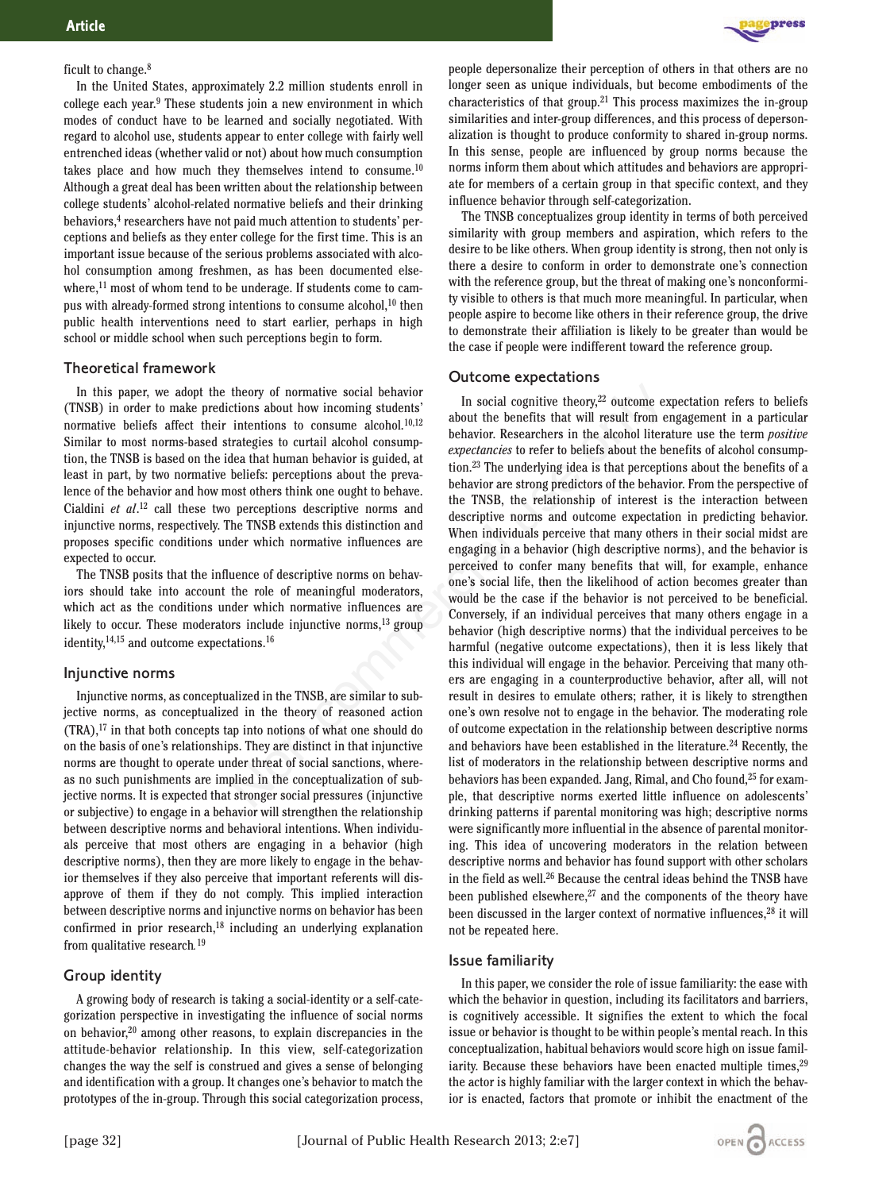ficult to change.[8]

In the United States, approximately 2.2 million students enroll in college each year.[9] These students join a new environment in which modes of conduct have to be learned and socially negotiated. With regard to alcohol use, students appear to enter college with fairly well entrenched ideas (whether valid or not) about how much consumption takes place and how much they themselves intend to consume.[10] Although a great deal has been written about the relationship between college students' alcohol-related normative beliefs and their drinking behaviors,[4] researchers have not paid much attention to students' perceptions and beliefs as they enter college for the first time. This is an important issue because of the serious problems associated with alcohol consumption among freshmen, as has been documented elsewhere,[11] most of whom tend to be underage. If students come to campus with already-formed strong intentions to consume alcohol,[10] then public health interventions need to start earlier, perhaps in high school or middle school when such perceptions begin to form.

## Theoretical framework

In this paper, we adopt the theory of normative social behavior (TNSB) in order to make predictions about how incoming students' normative beliefs affect their intentions to consume alcohol.[10,12] Similar to most norms-based strategies to curtail alcohol consumption, the TNSB is based on the idea that human behavior is guided, at least in part, by two normative beliefs: perceptions about the prevalence of the behavior and how most others think one ought to behave. Cialdini *et al*.[12] call these two perceptions descriptive norms and injunctive norms, respectively. The TNSB extends this distinction and proposes specific conditions under which normative influences are expected to occur.

The TNSB posits that the influence of descriptive norms on behaviors should take into account the role of meaningful moderators, which act as the conditions under which normative influences are likely to occur. These moderators include injunctive norms,[13] group identity,[14,15] and outcome expectations.[16]

## Injunctive norms

Injunctive norms, as conceptualized in the TNSB, are similar to subjective norms, as conceptualized in the theory of reasoned action (TRA),[17] in that both concepts tap into notions of what one should do on the basis of one's relationships. They are distinct in that injunctive norms are thought to operate under threat of social sanctions, whereas no such punishments are implied in the conceptualization of subjective norms. It is expected that stronger social pressures (injunctive or subjective) to engage in a behavior will strengthen the relationship between descriptive norms and behavioral intentions. When individuals perceive that most others are engaging in a behavior (high descriptive norms), then they are more likely to engage in the behavior themselves if they also perceive that important referents will disapprove of them if they do not comply. This implied interaction between descriptive norms and injunctive norms on behavior has been confirmed in prior research,[18] including an underlying explanation from qualitative research.[19]

## Group identity

A growing body of research is taking a social-identity or a self-categorization perspective in investigating the influence of social norms on behavior,[20] among other reasons, to explain discrepancies in the attitude-behavior relationship. In this view, self-categorization changes the way the self is construed and gives a sense of belonging and identification with a group. It changes one's behavior to match the prototypes of the in-group. Through this social categorization process, people depersonalize their perception of others in that others are no longer seen as unique individuals, but become embodiments of the characteristics of that group.[21] This process maximizes the in-group similarities and inter-group differences, and this process of depersonalization is thought to produce conformity to shared in-group norms. In this sense, people are influenced by group norms because the norms inform them about which attitudes and behaviors are appropriate for members of a certain group in that specific context, and they influence behavior through self-categorization.

The TNSB conceptualizes group identity in terms of both perceived similarity with group members and aspiration, which refers to the desire to be like others. When group identity is strong, then not only is there a desire to conform in order to demonstrate one's connection with the reference group, but the threat of making one's nonconformity visible to others is that much more meaningful. In particular, when people aspire to become like others in their reference group, the drive to demonstrate their affiliation is likely to be greater than would be the case if people were indifferent toward the reference group.

## Outcome expectations

In social cognitive theory,[22] outcome expectation refers to beliefs about the benefits that will result from engagement in a particular behavior. Researchers in the alcohol literature use the term *positive expectancies* to refer to beliefs about the benefits of alcohol consumption.[23] The underlying idea is that perceptions about the benefits of a behavior are strong predictors of the behavior. From the perspective of the TNSB, the relationship of interest is the interaction between descriptive norms and outcome expectation in predicting behavior. When individuals perceive that many others in their social midst are engaging in a behavior (high descriptive norms), and the behavior is perceived to confer many benefits that will, for example, enhance one's social life, then the likelihood of action becomes greater than would be the case if the behavior is not perceived to be beneficial. Conversely, if an individual perceives that many others engage in a behavior (high descriptive norms) that the individual perceives to be harmful (negative outcome expectations), then it is less likely that this individual will engage in the behavior. Perceiving that many others are engaging in a counterproductive behavior, after all, will not result in desires to emulate others; rather, it is likely to strengthen one's own resolve not to engage in the behavior. The moderating role of outcome expectation in the relationship between descriptive norms and behaviors have been established in the literature.[24] Recently, the list of moderators in the relationship between descriptive norms and behaviors has been expanded. Jang, Rimal, and Cho found,[25] for example, that descriptive norms exerted little influence on adolescents' drinking patterns if parental monitoring was high; descriptive norms were significantly more influential in the absence of parental monitoring. This idea of uncovering moderators in the relation between descriptive norms and behavior has found support with other scholars in the field as well.[26] Because the central ideas behind the TNSB have been published elsewhere,[27] and the components of the theory have been discussed in the larger context of normative influences,[28] it will not be repeated here.

## Issue familiarity

In this paper, we consider the role of issue familiarity: the ease with which the behavior in question, including its facilitators and barriers, is cognitively accessible. It signifies the extent to which the focal issue or behavior is thought to be within people's mental reach. In this conceptualization, habitual behaviors would score high on issue familiarity. Because these behaviors have been enacted multiple times,[29] the actor is highly familiar with the larger context in which the behavior is enacted, factors that promote or inhibit the enactment of the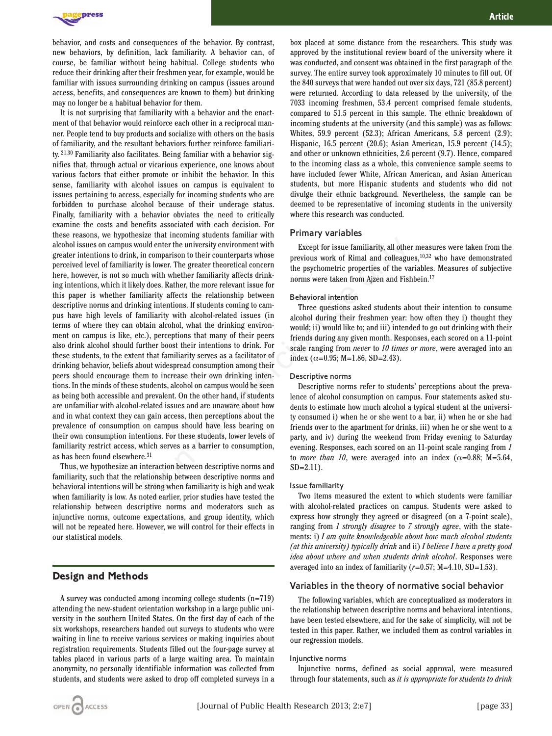behavior, and costs and consequences of the behavior. By contrast, new behaviors, by definition, lack familiarity. A behavior can, of course, be familiar without being habitual. College students who reduce their drinking after their freshmen year, for example, would be familiar with issues surrounding drinking on campus (issues around access, benefits, and consequences are known to them) but drinking may no longer be a habitual behavior for them.

It is not surprising that familiarity with a behavior and the enactment of that behavior would reinforce each other in a reciprocal manner. People tend to buy products and socialize with others on the basis of familiarity, and the resultant behaviors further reinforce familiarity.[21,30] Familiarity also facilitates. Being familiar with a behavior signifies that, through actual or vicarious experience, one knows about various factors that either promote or inhibit the behavior. In this sense, familiarity with alcohol issues on campus is equivalent to issues pertaining to access, especially for incoming students who are forbidden to purchase alcohol because of their underage status. Finally, familiarity with a behavior obviates the need to critically examine the costs and benefits associated with each decision. For these reasons, we hypothesize that incoming students familiar with alcohol issues on campus would enter the university environment with greater intentions to drink, in comparison to their counterparts whose perceived level of familiarity is lower. The greater theoretical concern here, however, is not so much with whether familiarity affects drinking intentions, which it likely does. Rather, the more relevant issue for this paper is whether familiarity affects the relationship between descriptive norms and drinking intentions. If students coming to campus have high levels of familiarity with alcohol-related issues (in terms of where they can obtain alcohol, what the drinking environment on campus is like, etc.), perceptions that many of their peers also drink alcohol should further boost their intentions to drink. For these students, to the extent that familiarity serves as a facilitator of drinking behavior, beliefs about widespread consumption among their peers should encourage them to increase their own drinking intentions. In the minds of these students, alcohol on campus would be seen as being both accessible and prevalent. On the other hand, if students are unfamiliar with alcohol-related issues and are unaware about how and in what context they can gain access, then perceptions about the prevalence of consumption on campus should have less bearing on their own consumption intentions. For these students, lower levels of familiarity restrict access, which serves as a barrier to consumption, as has been found elsewhere.[31]

Thus, we hypothesize an interaction between descriptive norms and familiarity, such that the relationship between descriptive norms and behavioral intentions will be strong when familiarity is high and weak when familiarity is low. As noted earlier, prior studies have tested the relationship between descriptive norms and moderators such as injunctive norms, outcome expectations, and group identity, which will not be repeated here. However, we will control for their effects in our statistical models.

## Design and Methods

A survey was conducted among incoming college students (n=719) attending the new-student orientation workshop in a large public university in the southern United States. On the first day of each of the six workshops, researchers handed out surveys to students who were waiting in line to receive various services or making inquiries about registration requirements. Students filled out the four-page survey at tables placed in various parts of a large waiting area. To maintain anonymity, no personally identifiable information was collected from students, and students were asked to drop off completed surveys in a box placed at some distance from the researchers. This study was approved by the institutional review board of the university where it was conducted, and consent was obtained in the first paragraph of the survey. The entire survey took approximately 10 minutes to fill out. Of the 840 surveys that were handed out over six days, 721 (85.8 percent) were returned. According to data released by the university, of the 7033 incoming freshmen, 53.4 percent comprised female students, compared to 51.5 percent in this sample. The ethnic breakdown of incoming students at the university (and this sample) was as follows: Whites, 59.9 percent (52.3); African Americans, 5.8 percent (2.9); Hispanic, 16.5 percent (20.6); Asian American, 15.9 percent (14.5); and other or unknown ethnicities, 2.6 percent (9.7). Hence, compared to the incoming class as a whole, this convenience sample seems to have included fewer White, African American, and Asian American students, but more Hispanic students and students who did not divulge their ethnic background. Nevertheless, the sample can be deemed to be representative of incoming students in the university where this research was conducted.

### Primary variables

Except for issue familiarity, all other measures were taken from the previous work of Rimal and colleagues,[10,32] who have demonstrated the psychometric properties of the variables. Measures of subjective norms were taken from Ajzen and Fishbein.[17]

#### Behavioral intention

Three questions asked students about their intention to consume alcohol during their freshmen year: how often they i) thought they would; ii) would like to; and iii) intended to go out drinking with their friends during any given month. Responses, each scored on a 11-point scale ranging from *never* to *10 times or more*, were averaged into an index ($\alpha$=0.95; M=1.86, SD=2.43).

#### Descriptive norms

Descriptive norms refer to students' perceptions about the prevalence of alcohol consumption on campus. Four statements asked students to estimate how much alcohol a typical student at the university consumed i) when he or she went to a bar, ii) when he or she had friends over to the apartment for drinks, iii) when he or she went to a party, and iv) during the weekend from Friday evening to Saturday evening. Responses, each scored on an 11-point scale ranging from *1* to *more than 10*, were averaged into an index ($\alpha$=0.88; M=5.64, SD=2.11).

#### Issue familiarity

Two items measured the extent to which students were familiar with alcohol-related practices on campus. Students were asked to express how strongly they agreed or disagreed (on a 7-point scale), ranging from *1 strongly disagree* to *7 strongly agree*, with the statements: i) *I am quite knowledgeable about how much alcohol students (at this university) typically drink* and ii) *I believe I have a pretty good idea about where and when students drink alcohol*. Responses were averaged into an index of familiarity (*r*=0.57; M=4.10, SD=1.53).

### Variables in the theory of normative social behavior

The following variables, which are conceptualized as moderators in the relationship between descriptive norms and behavioral intentions, have been tested elsewhere, and for the sake of simplicity, will not be tested in this paper. Rather, we included them as control variables in our regression models.

#### Injunctive norms

Injunctive norms, defined as social approval, were measured through four statements, such as *it is appropriate for students to drink*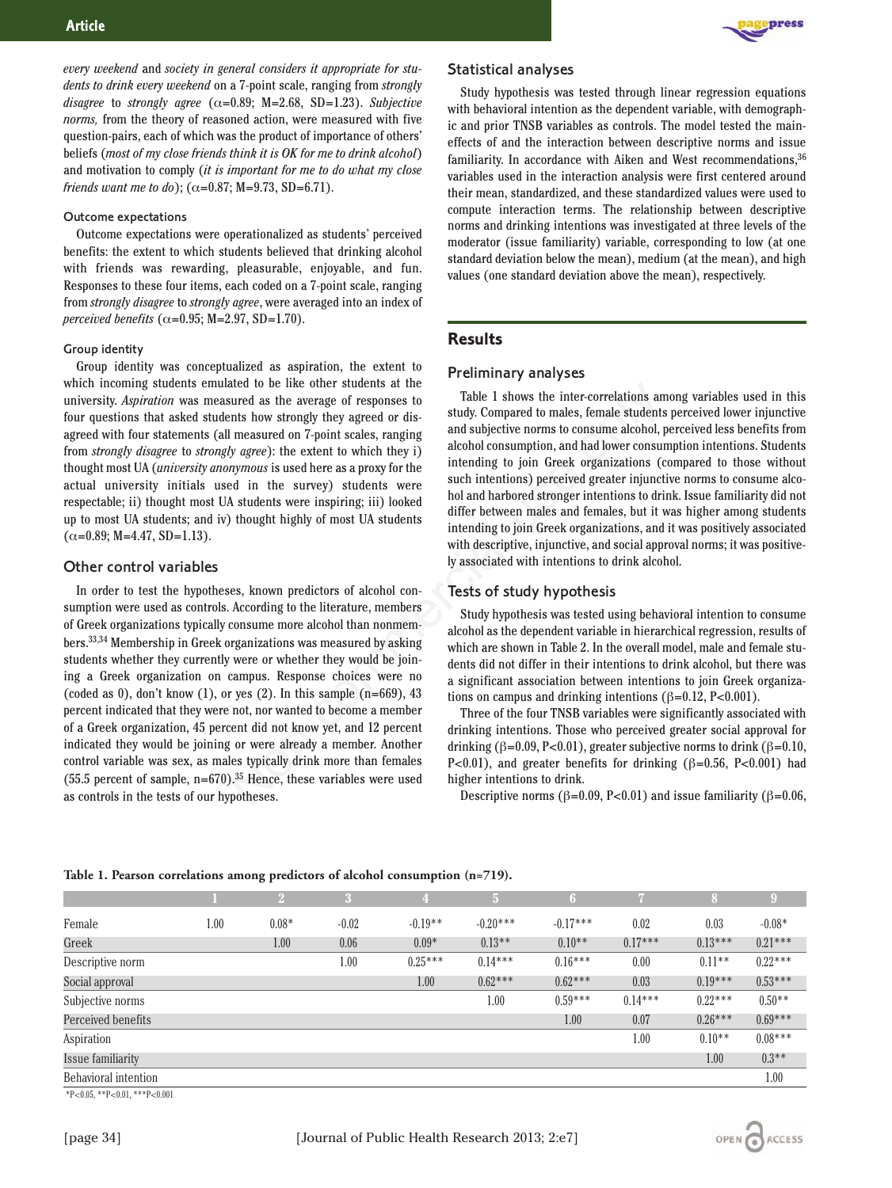*every weekend* and *society in general considers it appropriate for students to drink every weekend* on a 7-point scale, ranging from *strongly disagree* to *strongly agree* (α=0.89; M=2.68, SD=1.23). *Subjective norms,* from the theory of reasoned action, were measured with five question-pairs, each of which was the product of importance of others' beliefs (*most of my close friends think it is OK for me to drink alcohol*) and motivation to comply (*it is important for me to do what my close friends want me to do*); (α=0.87; M=9.73, SD=6.71).

#### Outcome expectations

Outcome expectations were operationalized as students' perceived benefits: the extent to which students believed that drinking alcohol with friends was rewarding, pleasurable, enjoyable, and fun. Responses to these four items, each coded on a 7-point scale, ranging from *strongly disagree* to *strongly agree*, were averaged into an index of *perceived benefits* (α=0.95; M=2.97, SD=1.70).

#### Group identity

Group identity was conceptualized as aspiration, the extent to which incoming students emulated to be like other students at the university. *Aspiration* was measured as the average of responses to four questions that asked students how strongly they agreed or disagreed with four statements (all measured on 7-point scales, ranging from *strongly disagree* to *strongly agree*): the extent to which they i) thought most UA (*university anonymous* is used here as a proxy for the actual university initials used in the survey) students were respectable; ii) thought most UA students were inspiring; iii) looked up to most UA students; and iv) thought highly of most UA students (α=0.89; M=4.47, SD=1.13).

### Other control variables

In order to test the hypotheses, known predictors of alcohol consumption were used as controls. According to the literature, members of Greek organizations typically consume more alcohol than nonmembers.[33,34] Membership in Greek organizations was measured by asking students whether they currently were or whether they would be joining a Greek organization on campus. Response choices were no (coded as 0), don't know (1), or yes (2). In this sample (n=669), 43 percent indicated that they were not, nor wanted to become a member of a Greek organization, 45 percent did not know yet, and 12 percent indicated they would be joining or were already a member. Another control variable was sex, as males typically drink more than females (55.5 percent of sample, n=670).[35] Hence, these variables were used as controls in the tests of our hypotheses.

### Statistical analyses

Study hypothesis was tested through linear regression equations with behavioral intention as the dependent variable, with demographic and prior TNSB variables as controls. The model tested the main-effects of and the interaction between descriptive norms and issue familiarity. In accordance with Aiken and West recommendations,[36] variables used in the interaction analysis were first centered around their mean, standardized, and these standardized values were used to compute interaction terms. The relationship between descriptive norms and drinking intentions was investigated at three levels of the moderator (issue familiarity) variable, corresponding to low (at one standard deviation below the mean), medium (at the mean), and high values (one standard deviation above the mean), respectively.

## Results

### Preliminary analyses

Table 1 shows the inter-correlations among variables used in this study. Compared to males, female students perceived lower injunctive and subjective norms to consume alcohol, perceived less benefits from alcohol consumption, and had lower consumption intentions. Students intending to join Greek organizations (compared to those without such intentions) perceived greater injunctive norms to consume alcohol and harbored stronger intentions to drink. Issue familiarity did not differ between males and females, but it was higher among students intending to join Greek organizations, and it was positively associated with descriptive, injunctive, and social approval norms; it was positively associated with intentions to drink alcohol.

### Tests of study hypothesis

Study hypothesis was tested using behavioral intention to consume alcohol as the dependent variable in hierarchical regression, results of which are shown in Table 2. In the overall model, male and female students did not differ in their intentions to drink alcohol, but there was a significant association between intentions to join Greek organizations on campus and drinking intentions (β=0.12, P<0.001).

Three of the four TNSB variables were significantly associated with drinking intentions. Those who perceived greater social approval for drinking (β=0.09, P<0.01), greater subjective norms to drink (β=0.10, P<0.01), and greater benefits for drinking (β=0.56, P<0.001) had higher intentions to drink.

Descriptive norms (β=0.09, P<0.01) and issue familiarity (β=0.06,

**Table 1. Pearson correlations among predictors of alcohol consumption (n=719).**

| | 1 | 2 | 3 | 4 | 5 | 6 | 7 | 8 | 9 |
|---|---|---|---|---|---|---|---|---|---|
| Female | 1.00 | 0.08* | -0.02 | -0.19** | -0.20*** | -0.17*** | 0.02 | 0.03 | -0.08* |
| Greek | | 1.00 | 0.06 | 0.09* | 0.13** | 0.10** | 0.17*** | 0.13*** | 0.21*** |
| Descriptive norm | | | 1.00 | 0.25*** | 0.14*** | 0.16*** | 0.00 | 0.11** | 0.22*** |
| Social approval | | | | 1.00 | 0.62*** | 0.62*** | 0.03 | 0.19*** | 0.53*** |
| Subjective norms | | | | | 1.00 | 0.59*** | 0.14*** | 0.22*** | 0.50** |
| Perceived benefits | | | | | | 1.00 | 0.07 | 0.26*** | 0.69*** |
| Aspiration | | | | | | | 1.00 | 0.10** | 0.08*** |
| Issue familiarity | | | | | | | | 1.00 | 0.3** |
| Behavioral intention | | | | | | | | | 1.00 |

*P<0.05, **P<0.01, ***P<0.001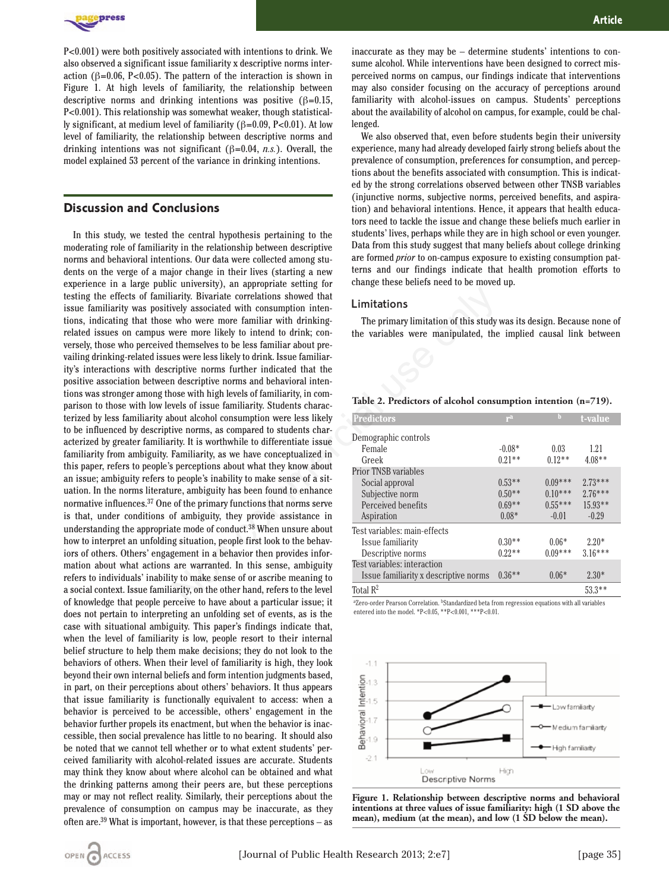P<0.001) were both positively associated with intentions to drink. We also observed a significant issue familiarity x descriptive norms interaction (β=0.06, P<0.05). The pattern of the interaction is shown in Figure 1. At high levels of familiarity, the relationship between descriptive norms and drinking intentions was positive (β=0.15, P<0.001). This relationship was somewhat weaker, though statistically significant, at medium level of familiarity (β=0.09, P<0.01). At low level of familiarity, the relationship between descriptive norms and drinking intentions was not significant (β=0.04, *n.s.*). Overall, the model explained 53 percent of the variance in drinking intentions.

## Discussion and Conclusions

In this study, we tested the central hypothesis pertaining to the moderating role of familiarity in the relationship between descriptive norms and behavioral intentions. Our data were collected among students on the verge of a major change in their lives (starting a new experience in a large public university), an appropriate setting for testing the effects of familiarity. Bivariate correlations showed that issue familiarity was positively associated with consumption intentions, indicating that those who were more familiar with drinking-related issues on campus were more likely to intend to drink; conversely, those who perceived themselves to be less familiar about prevailing drinking-related issues were less likely to drink. Issue familiarity's interactions with descriptive norms further indicated that the positive association between descriptive norms and behavioral intentions was stronger among those with high levels of familiarity, in comparison to those with low levels of issue familiarity. Students characterized by less familiarity about alcohol consumption were less likely to be influenced by descriptive norms, as compared to students characterized by greater familiarity. It is worthwhile to differentiate issue familiarity from ambiguity. Familiarity, as we have conceptualized in this paper, refers to people's perceptions about what they know about an issue; ambiguity refers to people's inability to make sense of a situation. In the norms literature, ambiguity has been found to enhance normative influences.[37] One of the primary functions that norms serve is that, under conditions of ambiguity, they provide assistance in understanding the appropriate mode of conduct.[38] When unsure about how to interpret an unfolding situation, people first look to the behaviors of others. Others' engagement in a behavior then provides information about what actions are warranted. In this sense, ambiguity refers to individuals' inability to make sense of or ascribe meaning to a social context. Issue familiarity, on the other hand, refers to the level of knowledge that people perceive to have about a particular issue; it does not pertain to interpreting an unfolding set of events, as is the case with situational ambiguity. This paper's findings indicate that, when the level of familiarity is low, people resort to their internal belief structure to help them make decisions; they do not look to the behaviors of others. When their level of familiarity is high, they look beyond their own internal beliefs and form intention judgments based, in part, on their perceptions about others' behaviors. It thus appears that issue familiarity is functionally equivalent to access: when a behavior is perceived to be accessible, others' engagement in the behavior further propels its enactment, but when the behavior is inaccessible, then social prevalence has little to no bearing. It should also be noted that we cannot tell whether or to what extent students' perceived familiarity with alcohol-related issues are accurate. Students may think they know about where alcohol can be obtained and what the drinking patterns among their peers are, but these perceptions may or may not reflect reality. Similarly, their perceptions about the prevalence of consumption on campus may be inaccurate, as they often are.[39] What is important, however, is that these perceptions – as inaccurate as they may be – determine students' intentions to consume alcohol. While interventions have been designed to correct misperceived norms on campus, our findings indicate that interventions may also consider focusing on the accuracy of perceptions around familiarity with alcohol-issues on campus. Students' perceptions about the availability of alcohol on campus, for example, could be challenged.

We also observed that, even before students begin their university experience, many had already developed fairly strong beliefs about the prevalence of consumption, preferences for consumption, and perceptions about the benefits associated with consumption. This is indicated by the strong correlations observed between other TNSB variables (injunctive norms, subjective norms, perceived benefits, and aspiration) and behavioral intentions. Hence, it appears that health educators need to tackle the issue and change these beliefs much earlier in students' lives, perhaps while they are in high school or even younger. Data from this study suggest that many beliefs about college drinking are formed *prior* to on-campus exposure to existing consumption patterns and our findings indicate that health promotion efforts to change these beliefs need to be moved up.

### Limitations

The primary limitation of this study was its design. Because none of the variables were manipulated, the implied causal link between

**Table 2. Predictors of alcohol consumption intention (n=719).**

| Predictors | r[a] | b | t-value |
|---|---|---|---|
| Demographic controls | | | |
| Female | -0.08* | 0.03 | 1.21 |
| Greek | 0.21** | 0.12** | 4.08** |
| Prior TNSB variables | | | |
| Social approval | 0.53** | 0.09*** | 2.73*** |
| Subjective norm | 0.50** | 0.10*** | 2.76*** |
| Perceived benefits | 0.69** | 0.55*** | 15.93** |
| Aspiration | 0.08* | -0.01 | -0.29 |
| Test variables: main-effects | | | |
| Issue familiarity | 0.30** | 0.06* | 2.20* |
| Descriptive norms | 0.22** | 0.09*** | 3.16*** |
| Test variables: interaction | | | |
| Issue familiarity x descriptive norms | 0.36** | 0.06* | 2.30* |
| Total $R^2$ | | | 53.3** |

[a]Zero-order Pearson Correlation. [b]Standardized beta from regression equations with all variables entered into the model. *P<0.05, **P<0.001, ***P<0.01.

**Figure 1. Relationship between descriptive norms and behavioral intentions at three values of issue familiarity: high (1 SD above the mean), medium (at the mean), and low (1 SD below the mean).**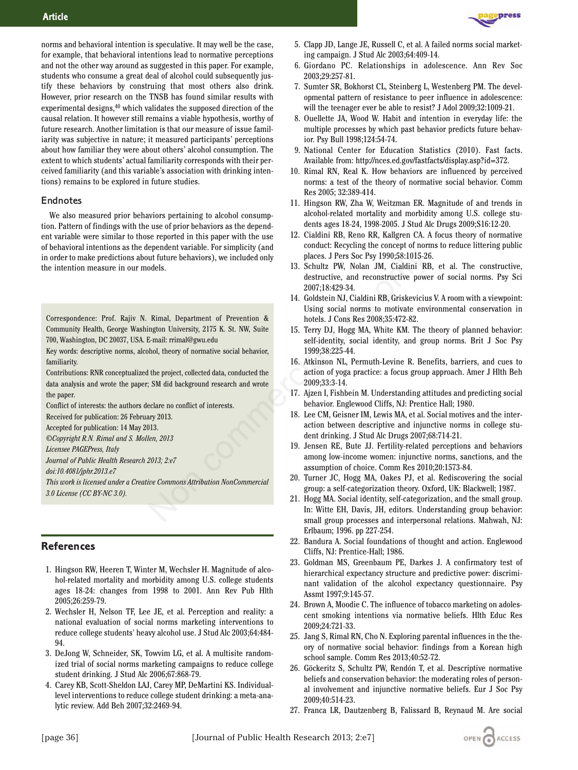norms and behavioral intention is speculative. It may well be the case, for example, that behavioral intentions lead to normative perceptions and not the other way around as suggested in this paper. For example, students who consume a great deal of alcohol could subsequently justify these behaviors by construing that most others also drink. However, prior research on the TNSB has found similar results with experimental designs,[40] which validates the supposed direction of the causal relation. It however still remains a viable hypothesis, worthy of future research. Another limitation is that our measure of issue familiarity was subjective in nature; it measured participants' perceptions about how familiar they were about others' alcohol consumption. The extent to which students' actual familiarity corresponds with their perceived familiarity (and this variable's association with drinking intentions) remains to be explored in future studies.

## Endnotes

We also measured prior behaviors pertaining to alcohol consumption. Pattern of findings with the use of prior behaviors as the dependent variable were similar to those reported in this paper with the use of behavioral intentions as the dependent variable. For simplicity (and in order to make predictions about future behaviors), we included only the intention measure in our models.

Correspondence: Prof. Rajiv N. Rimal, Department of Prevention & Community Health, George Washington University, 2175 K. St. NW, Suite 700, Washington, DC 20037, USA. E-mail: rrimal@gwu.edu

Key words: descriptive norms, alcohol, theory of normative social behavior, familiarity.

Contributions: RNR conceptualized the project, collected data, conducted the data analysis and wrote the paper; SM did background research and wrote the paper.

Conflict of interests: the authors declare no conflict of interests.

Received for publication: 26 February 2013.

Accepted for publication: 14 May 2013.

*©Copyright R.N. Rimal and S. Mollen, 2013*

*Licensee PAGEPress, Italy*

*Journal of Public Health Research 2013; 2:e7*

*doi:10.4081/jphr.2013.e7*

*This work is licensed under a Creative Commons Attribution NonCommercial 3.0 License (CC BY-NC 3.0).*

## References

1. Hingson RW, Heeren T, Winter M, Wechsler H. Magnitude of alcohol-related mortality and morbidity among U.S. college students ages 18-24: changes from 1998 to 2001. Ann Rev Pub Hlth 2005;26:259-79.
2. Wechsler H, Nelson TF, Lee JE, et al. Perception and reality: a national evaluation of social norms marketing interventions to reduce college students' heavy alcohol use. J Stud Alc 2003;64:484-94.
3. DeJong W, Schneider, SK, Towvim LG, et al. A multisite randomized trial of social norms marketing campaigns to reduce college student drinking. J Stud Alc 2006;67:868-79.
4. Carey KB, Scott-Sheldon LAJ, Carey MP, DeMartini KS. Individual-level interventions to reduce college student drinking: a meta-analytic review. Add Beh 2007;32:2469-94.
5. Clapp JD, Lange JE, Russell C, et al. A failed norms social marketing campaign. J Stud Alc 2003;64:409-14.
6. Giordano PC. Relationships in adolescence. Ann Rev Soc 2003;29:257-81.
7. Sumter SR, Bokhorst CL, Steinberg L, Westenberg PM. The developmental pattern of resistance to peer influence in adolescence: will the teenager ever be able to resist? J Adol 2009;32:1009-21.
8. Ouellette JA, Wood W. Habit and intention in everyday life: the multiple processes by which past behavior predicts future behavior. Psy Bull 1998;124:54-74.
9. National Center for Education Statistics (2010). Fast facts. Available from: http://nces.ed.gov/fastfacts/display.asp?id=372.
10. Rimal RN, Real K. How behaviors are influenced by perceived norms: a test of the theory of normative social behavior. Comm Res 2005; 32:389-414.
11. Hingson RW, Zha W, Weitzman ER. Magnitude of and trends in alcohol-related mortality and morbidity among U.S. college students ages 18-24, 1998-2005. J Stud Alc Drugs 2009;S16:12-20.
12. Cialdini RB, Reno RR, Kallgren CA. A focus theory of normative conduct: Recycling the concept of norms to reduce littering public places. J Pers Soc Psy 1990;58:1015-26.
13. Schultz PW, Nolan JM, Cialdini RB, et al. The constructive, destructive, and reconstructive power of social norms. Psy Sci 2007;18:429-34.
14. Goldstein NJ, Cialdini RB, Griskevicius V. A room with a viewpoint: Using social norms to motivate environmental conservation in hotels. J Cons Res 2008;35:472-82.
15. Terry DJ, Hogg MA, White KM. The theory of planned behavior: self-identity, social identity, and group norms. Brit J Soc Psy 1999;38:225-44.
16. Atkinson NL, Permuth-Levine R. Benefits, barriers, and cues to action of yoga practice: a focus group approach. Amer J Hlth Beh 2009;33:3-14.
17. Ajzen I, Fishbein M. Understanding attitudes and predicting social behavior. Englewood Cliffs, NJ: Prentice Hall; 1980.
18. Lee CM, Geisner IM, Lewis MA, et al. Social motives and the interaction between descriptive and injunctive norms in college student drinking. J Stud Alc Drugs 2007;68:714-21.
19. Jensen RE, Bute JJ. Fertility-related perceptions and behaviors among low-income women: injunctive norms, sanctions, and the assumption of choice. Comm Res 2010;20:1573-84.
20. Turner JC, Hogg MA, Oakes PJ, et al. Rediscovering the social group: a self-categorization theory. Oxford, UK: Blackwell; 1987.
21. Hogg MA. Social identity, self-categorization, and the small group. In: Witte EH, Davis, JH, editors. Understanding group behavior: small group processes and interpersonal relations. Mahwah, NJ: Erlbaum; 1996. pp 227-254.
22. Bandura A. Social foundations of thought and action. Englewood Cliffs, NJ: Prentice-Hall; 1986.
23. Goldman MS, Greenbaum PE, Darkes J. A confirmatory test of hierarchical expectancy structure and predictive power: discriminant validation of the alcohol expectancy questionnaire. Psy Assmt 1997;9:145-57.
24. Brown A, Moodie C. The influence of tobacco marketing on adolescent smoking intentions via normative beliefs. Hlth Educ Res 2009;24:721-33.
25. Jang S, Rimal RN, Cho N. Exploring parental influences in the theory of normative social behavior: findings from a Korean high school sample. Comm Res 2013;40:52-72.
26. Göckeritz S, Schultz PW, Rendón T, et al. Descriptive normative beliefs and conservation behavior: the moderating roles of personal involvement and injunctive normative beliefs. Eur J Soc Psy 2009;40:514-23.
27. Franca LR, Dautzenberg B, Falissard B, Reynaud M. Are social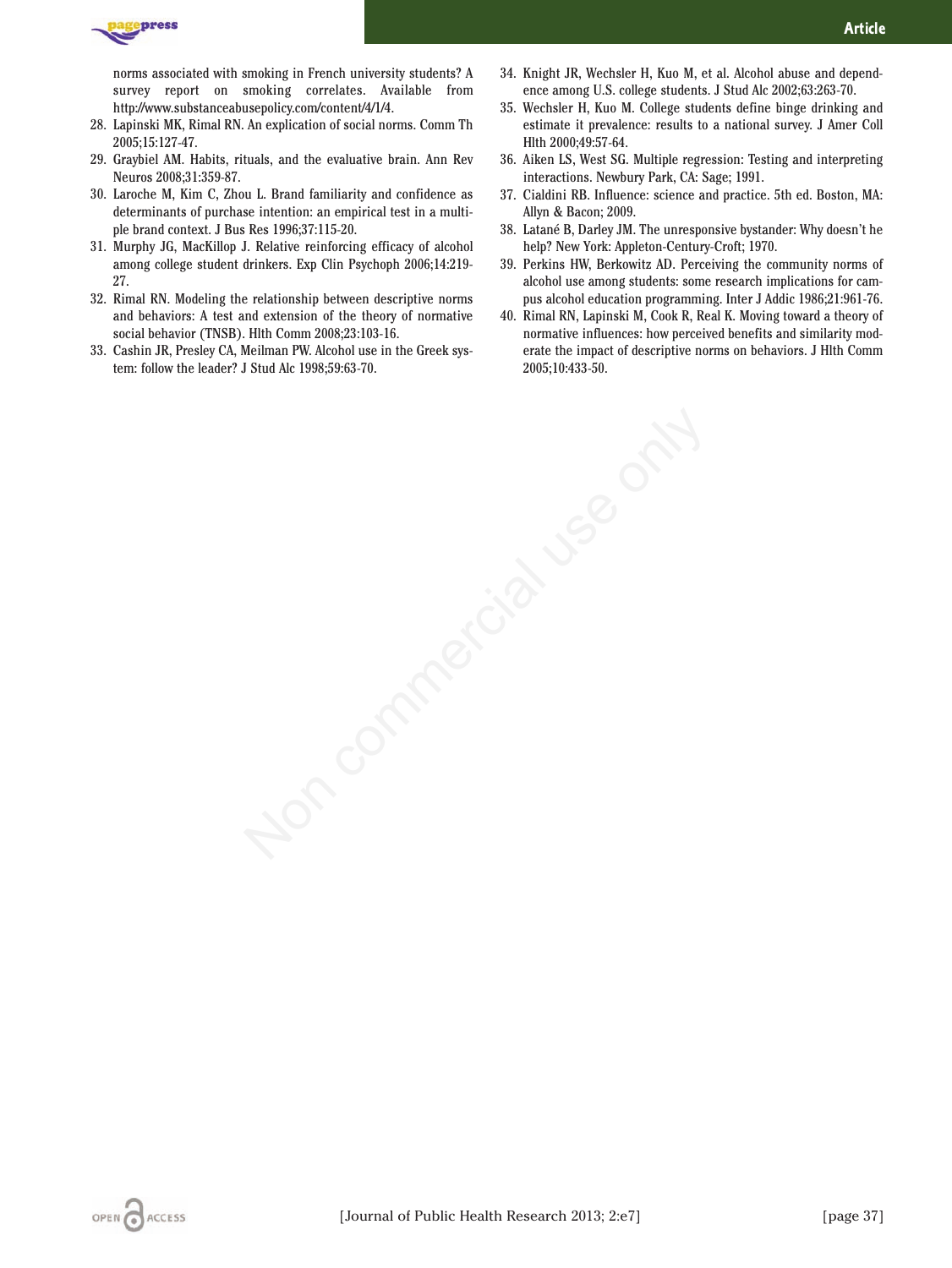norms associated with smoking in French university students? A survey report on smoking correlates. Available from http://www.substanceabusepolicy.com/content/4/1/4.

28. Lapinski MK, Rimal RN. An explication of social norms. Comm Th 2005;15:127-47.
29. Graybiel AM. Habits, rituals, and the evaluative brain. Ann Rev Neuros 2008;31:359-87.
30. Laroche M, Kim C, Zhou L. Brand familiarity and confidence as determinants of purchase intention: an empirical test in a multiple brand context. J Bus Res 1996;37:115-20.
31. Murphy JG, MacKillop J. Relative reinforcing efficacy of alcohol among college student drinkers. Exp Clin Psychoph 2006;14:219-27.
32. Rimal RN. Modeling the relationship between descriptive norms and behaviors: A test and extension of the theory of normative social behavior (TNSB). Hlth Comm 2008;23:103-16.
33. Cashin JR, Presley CA, Meilman PW. Alcohol use in the Greek system: follow the leader? J Stud Alc 1998;59:63-70.
34. Knight JR, Wechsler H, Kuo M, et al. Alcohol abuse and dependence among U.S. college students. J Stud Alc 2002;63:263-70.
35. Wechsler H, Kuo M. College students define binge drinking and estimate it prevalence: results to a national survey. J Amer Coll Hlth 2000;49:57-64.
36. Aiken LS, West SG. Multiple regression: Testing and interpreting interactions. Newbury Park, CA: Sage; 1991.
37. Cialdini RB. Influence: science and practice. 5th ed. Boston, MA: Allyn & Bacon; 2009.
38. Latané B, Darley JM. The unresponsive bystander: Why doesn't he help? New York: Appleton-Century-Croft; 1970.
39. Perkins HW, Berkowitz AD. Perceiving the community norms of alcohol use among students: some research implications for campus alcohol education programming. Inter J Addic 1986;21:961-76.
40. Rimal RN, Lapinski M, Cook R, Real K. Moving toward a theory of normative influences: how perceived benefits and similarity moderate the impact of descriptive norms on behaviors. J Hlth Comm 2005;10:433-50.